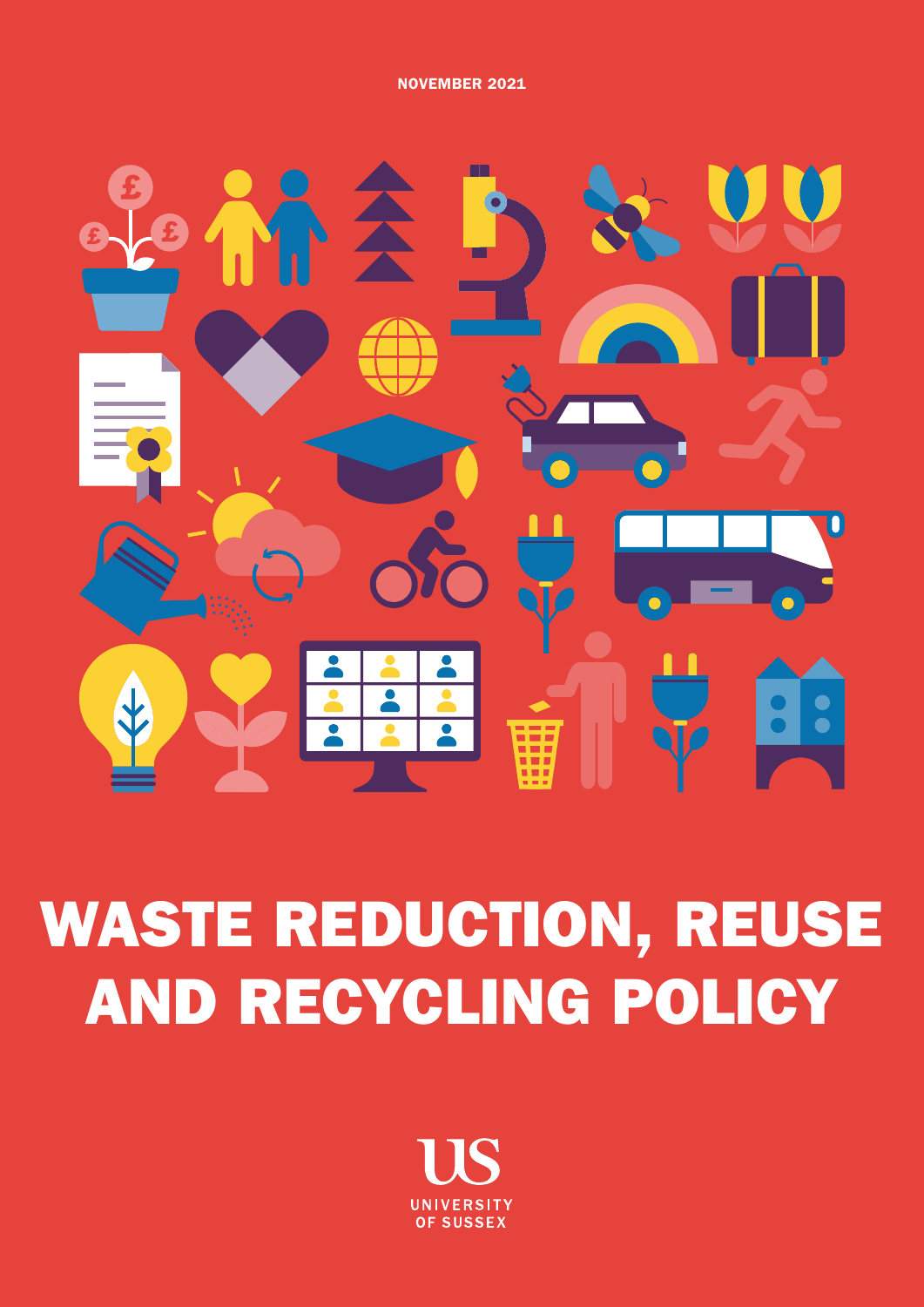NOVEMBER 2021

# WASTE REDUCTION, REUSE AND RECYCLING POLICY

UNIVERSITY OF SUSSEX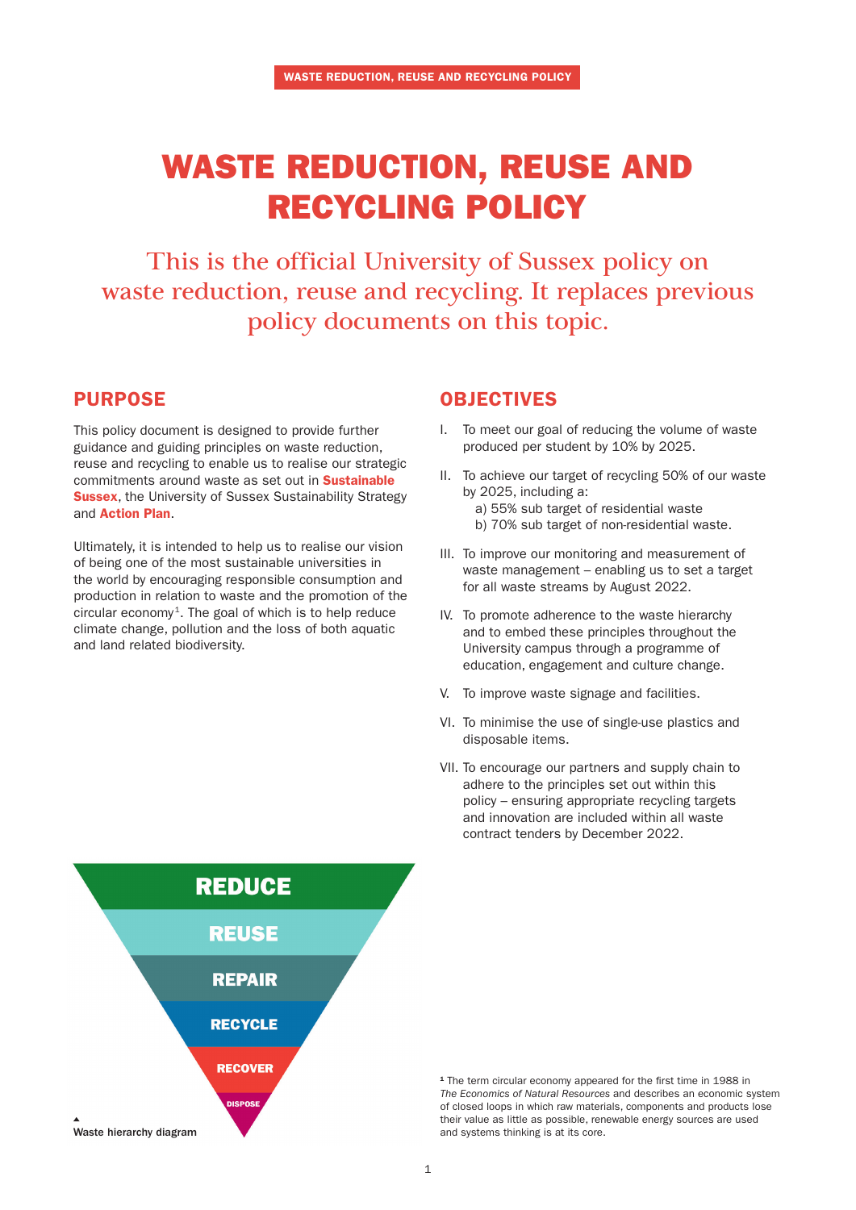# WASTE REDUCTION, REUSE AND RECYCLING POLICY

This is the official University of Sussex policy on waste reduction, reuse and recycling. It replaces previous policy documents on this topic.

## PURPOSE

This policy document is designed to provide further guidance and guiding principles on waste reduction, reuse and recycling to enable us to realise our strategic commitments around waste as set out in **Sustainable Sussex**, the University of Sussex Sustainability Strategy and **Action Plan**.

Ultimately, it is intended to help us to realise our vision of being one of the most sustainable universities in the world by encouraging responsible consumption and production in relation to waste and the promotion of the circular economy[1]. The goal of which is to help reduce climate change, pollution and the loss of both aquatic and land related biodiversity.

## OBJECTIVES

I. To meet our goal of reducing the volume of waste produced per student by 10% by 2025.

II. To achieve our target of recycling 50% of our waste by 2025, including a:
   a) 55% sub target of residential waste
   b) 70% sub target of non-residential waste.

III. To improve our monitoring and measurement of waste management – enabling us to set a target for all waste streams by August 2022.

IV. To promote adherence to the waste hierarchy and to embed these principles throughout the University campus through a programme of education, engagement and culture change.

V. To improve waste signage and facilities.

VI. To minimise the use of single-use plastics and disposable items.

VII. To encourage our partners and supply chain to adhere to the principles set out within this policy – ensuring appropriate recycling targets and innovation are included within all waste contract tenders by December 2022.

REDUCE
REUSE
REPAIR
RECYCLE
RECOVER
DISPOSE

Waste hierarchy diagram

[1] The term circular economy appeared for the first time in 1988 in *The Economics of Natural Resources* and describes an economic system of closed loops in which raw materials, components and products lose their value as little as possible, renewable energy sources are used and systems thinking is at its core.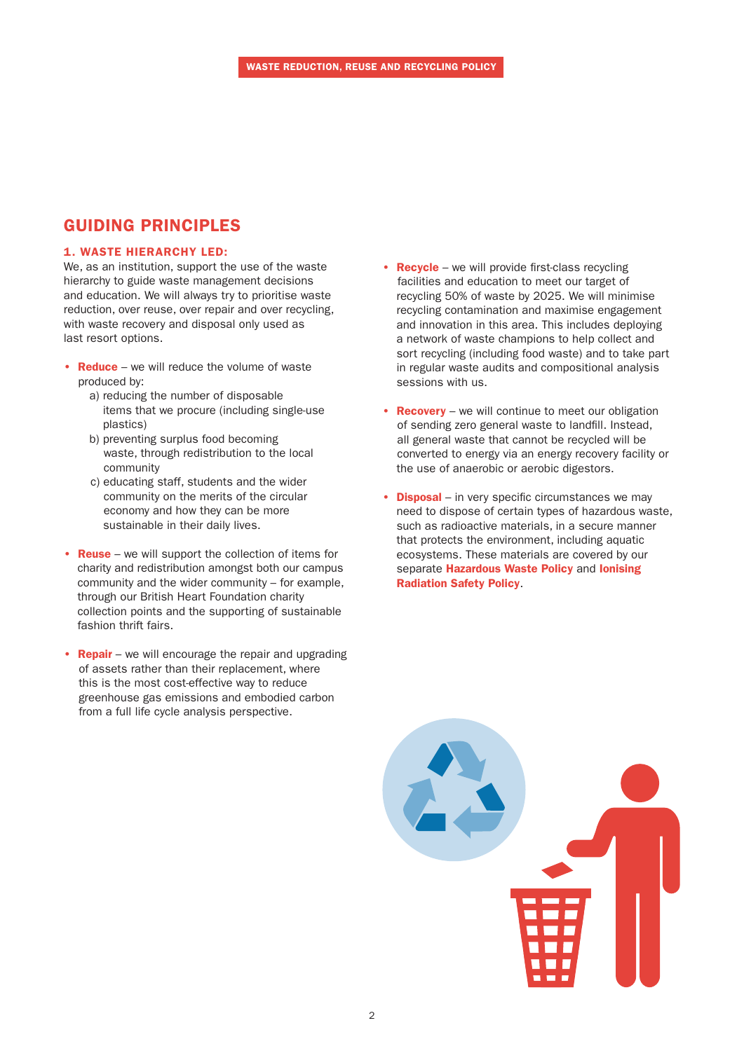## GUIDING PRINCIPLES

### 1. WASTE HIERARCHY LED:

We, as an institution, support the use of the waste hierarchy to guide waste management decisions and education. We will always try to prioritise waste reduction, over reuse, over repair and over recycling, with waste recovery and disposal only used as last resort options.

- **Reduce** – we will reduce the volume of waste produced by:
  a) reducing the number of disposable items that we procure (including single-use plastics)
  b) preventing surplus food becoming waste, through redistribution to the local community
  c) educating staff, students and the wider community on the merits of the circular economy and how they can be more sustainable in their daily lives.

- **Reuse** – we will support the collection of items for charity and redistribution amongst both our campus community and the wider community – for example, through our British Heart Foundation charity collection points and the supporting of sustainable fashion thrift fairs.

- **Repair** – we will encourage the repair and upgrading of assets rather than their replacement, where this is the most cost-effective way to reduce greenhouse gas emissions and embodied carbon from a full life cycle analysis perspective.

- **Recycle** – we will provide first-class recycling facilities and education to meet our target of recycling 50% of waste by 2025. We will minimise recycling contamination and maximise engagement and innovation in this area. This includes deploying a network of waste champions to help collect and sort recycling (including food waste) and to take part in regular waste audits and compositional analysis sessions with us.

- **Recovery** – we will continue to meet our obligation of sending zero general waste to landfill. Instead, all general waste that cannot be recycled will be converted to energy via an energy recovery facility or the use of anaerobic or aerobic digestors.

- **Disposal** – in very specific circumstances we may need to dispose of certain types of hazardous waste, such as radioactive materials, in a secure manner that protects the environment, including aquatic ecosystems. These materials are covered by our separate **Hazardous Waste Policy** and **Ionising Radiation Safety Policy**.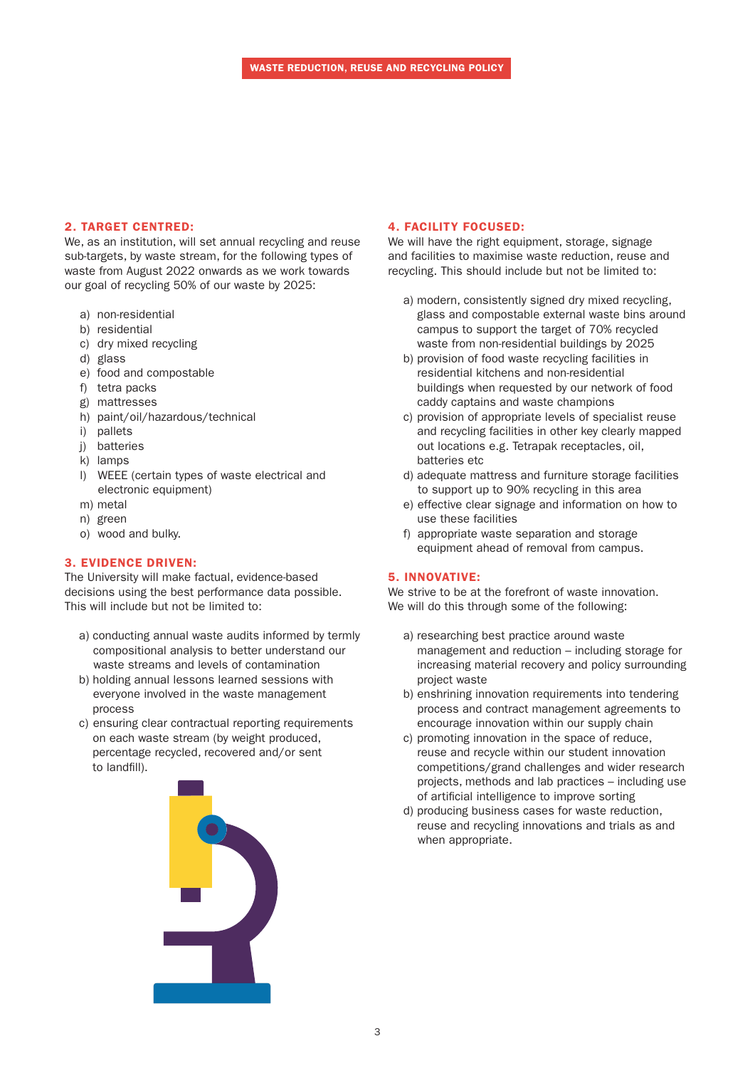## 2. TARGET CENTRED:

We, as an institution, will set annual recycling and reuse sub-targets, by waste stream, for the following types of waste from August 2022 onwards as we work towards our goal of recycling 50% of our waste by 2025:

a) non-residential
b) residential
c) dry mixed recycling
d) glass
e) food and compostable
f) tetra packs
g) mattresses
h) paint/oil/hazardous/technical
i) pallets
j) batteries
k) lamps
l) WEEE (certain types of waste electrical and electronic equipment)
m) metal
n) green
o) wood and bulky.

## 3. EVIDENCE DRIVEN:

The University will make factual, evidence-based decisions using the best performance data possible. This will include but not be limited to:

a) conducting annual waste audits informed by termly compositional analysis to better understand our waste streams and levels of contamination
b) holding annual lessons learned sessions with everyone involved in the waste management process
c) ensuring clear contractual reporting requirements on each waste stream (by weight produced, percentage recycled, recovered and/or sent to landfill).

## 4. FACILITY FOCUSED:

We will have the right equipment, storage, signage and facilities to maximise waste reduction, reuse and recycling. This should include but not be limited to:

a) modern, consistently signed dry mixed recycling, glass and compostable external waste bins around campus to support the target of 70% recycled waste from non-residential buildings by 2025
b) provision of food waste recycling facilities in residential kitchens and non-residential buildings when requested by our network of food caddy captains and waste champions
c) provision of appropriate levels of specialist reuse and recycling facilities in other key clearly mapped out locations e.g. Tetrapak receptacles, oil, batteries etc
d) adequate mattress and furniture storage facilities to support up to 90% recycling in this area
e) effective clear signage and information on how to use these facilities
f) appropriate waste separation and storage equipment ahead of removal from campus.

## 5. INNOVATIVE:

We strive to be at the forefront of waste innovation. We will do this through some of the following:

a) researching best practice around waste management and reduction – including storage for increasing material recovery and policy surrounding project waste
b) enshrining innovation requirements into tendering process and contract management agreements to encourage innovation within our supply chain
c) promoting innovation in the space of reduce, reuse and recycle within our student innovation competitions/grand challenges and wider research projects, methods and lab practices – including use of artificial intelligence to improve sorting
d) producing business cases for waste reduction, reuse and recycling innovations and trials as and when appropriate.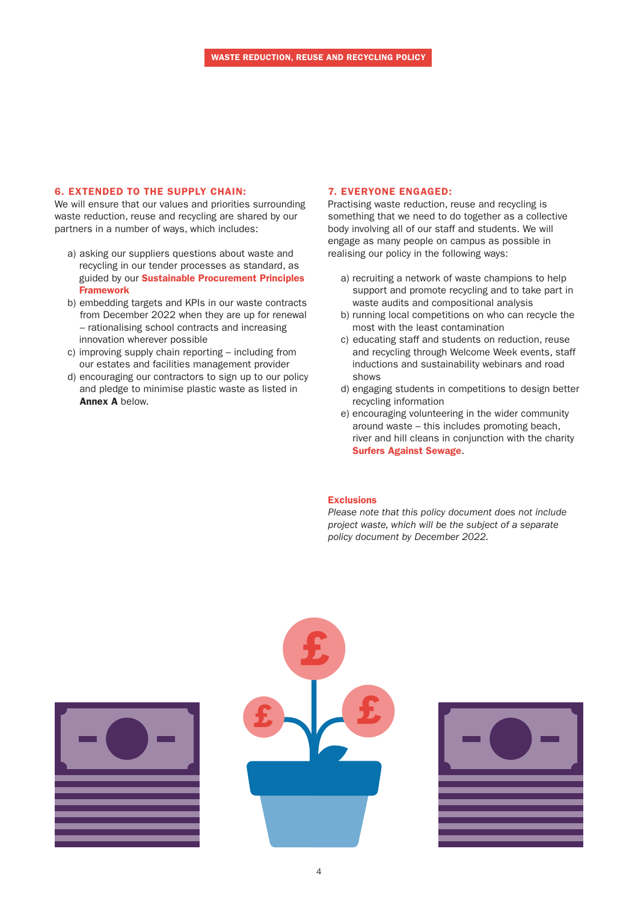## 6. EXTENDED TO THE SUPPLY CHAIN:

We will ensure that our values and priorities surrounding waste reduction, reuse and recycling are shared by our partners in a number of ways, which includes:

a) asking our suppliers questions about waste and recycling in our tender processes as standard, as guided by our **Sustainable Procurement Principles Framework**
b) embedding targets and KPIs in our waste contracts from December 2022 when they are up for renewal – rationalising school contracts and increasing innovation wherever possible
c) improving supply chain reporting – including from our estates and facilities management provider
d) encouraging our contractors to sign up to our policy and pledge to minimise plastic waste as listed in **Annex A** below.

## 7. EVERYONE ENGAGED:

Practising waste reduction, reuse and recycling is something that we need to do together as a collective body involving all of our staff and students. We will engage as many people on campus as possible in realising our policy in the following ways:

a) recruiting a network of waste champions to help support and promote recycling and to take part in waste audits and compositional analysis
b) running local competitions on who can recycle the most with the least contamination
c) educating staff and students on reduction, reuse and recycling through Welcome Week events, staff inductions and sustainability webinars and road shows
d) engaging students in competitions to design better recycling information
e) encouraging volunteering in the wider community around waste – this includes promoting beach, river and hill cleans in conjunction with the charity **Surfers Against Sewage**.

### Exclusions

*Please note that this policy document does not include project waste, which will be the subject of a separate policy document by December 2022.*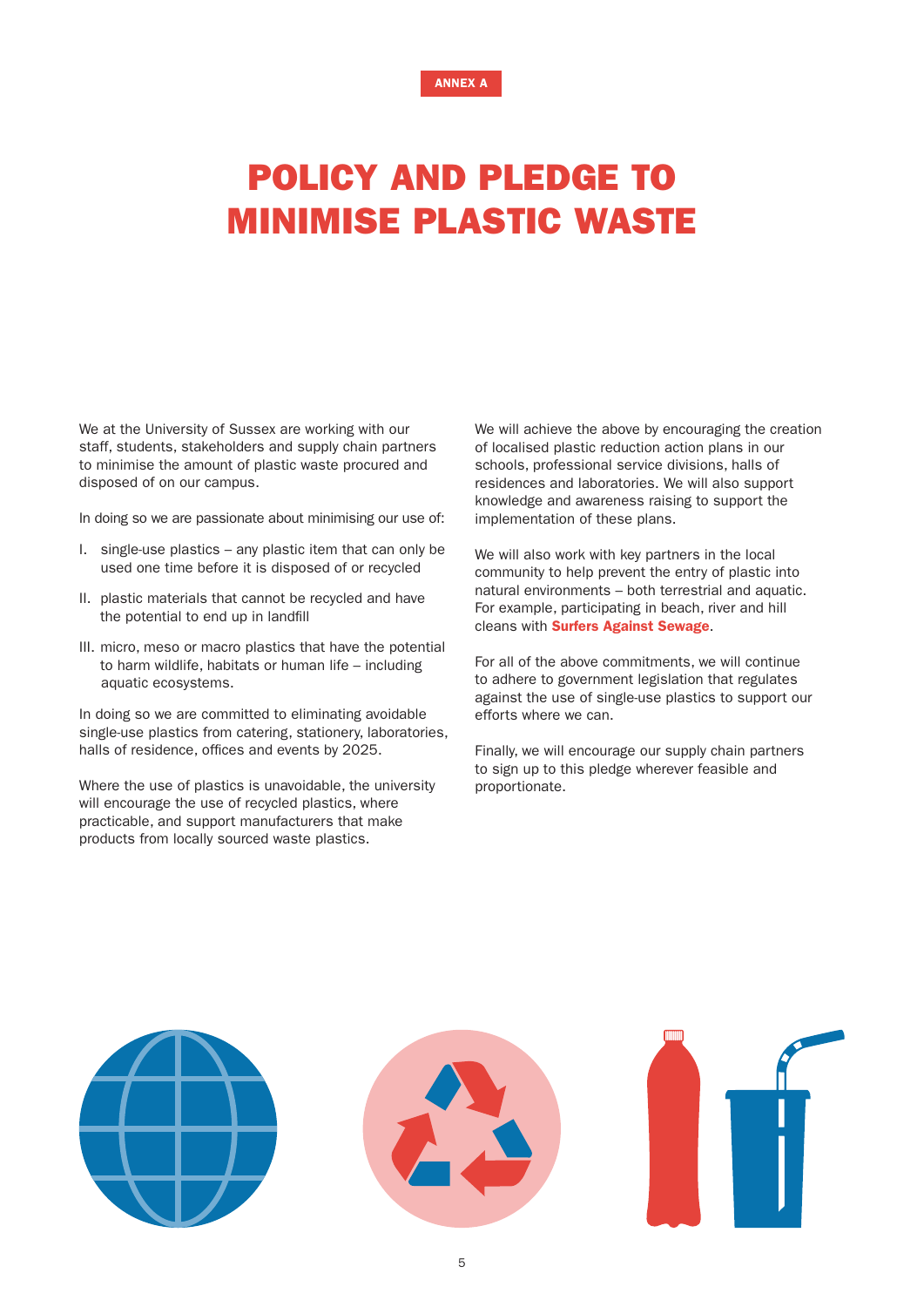ANNEX A

# POLICY AND PLEDGE TO MINIMISE PLASTIC WASTE

We at the University of Sussex are working with our staff, students, stakeholders and supply chain partners to minimise the amount of plastic waste procured and disposed of on our campus.

In doing so we are passionate about minimising our use of:

I. single-use plastics – any plastic item that can only be used one time before it is disposed of or recycled

II. plastic materials that cannot be recycled and have the potential to end up in landfill

III. micro, meso or macro plastics that have the potential to harm wildlife, habitats or human life – including aquatic ecosystems.

In doing so we are committed to eliminating avoidable single-use plastics from catering, stationery, laboratories, halls of residence, offices and events by 2025.

Where the use of plastics is unavoidable, the university will encourage the use of recycled plastics, where practicable, and support manufacturers that make products from locally sourced waste plastics.

We will achieve the above by encouraging the creation of localised plastic reduction action plans in our schools, professional service divisions, halls of residences and laboratories. We will also support knowledge and awareness raising to support the implementation of these plans.

We will also work with key partners in the local community to help prevent the entry of plastic into natural environments – both terrestrial and aquatic. For example, participating in beach, river and hill cleans with **Surfers Against Sewage**.

For all of the above commitments, we will continue to adhere to government legislation that regulates against the use of single-use plastics to support our efforts where we can.

Finally, we will encourage our supply chain partners to sign up to this pledge wherever feasible and proportionate.